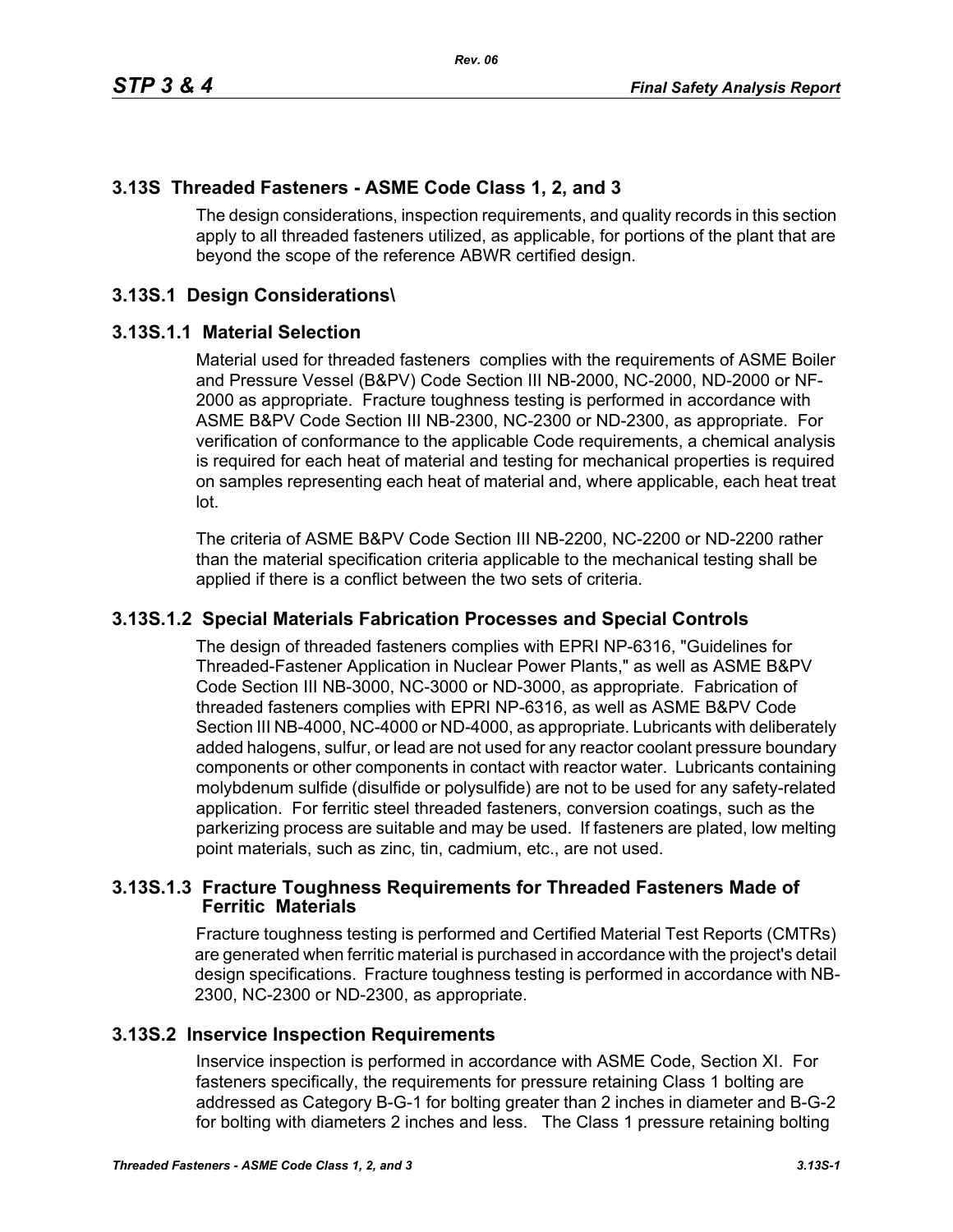## 3.13S Threaded Fasteners - ASME Code Class 1, 2, and 3

The design considerations, inspection requirements, and quality records in this section apply to all threaded fasteners utilized, as applicable, for portions of the plant that are beyond the scope of the reference ABWR certified design.

## 3.13S.1 Design Considerations\

### 3.13S.1.1 Material Selection

Material used for threaded fasteners complies with the requirements of ASME Boiler and Pressure Vessel (B&PV) Code Section III NB-2000, NC-2000, ND-2000 or NF-2000 as appropriate. Fracture toughness testing is performed in accordance with ASME B&PV Code Section III NB-2300, NC-2300 or ND-2300, as appropriate. For verification of conformance to the applicable Code requirements, a chemical analysis is required for each heat of material and testing for mechanical properties is required on samples representing each heat of material and, where applicable, each heat treat lot.

The criteria of ASME B&PV Code Section III NB-2200, NC-2200 or ND-2200 rather than the material specification criteria applicable to the mechanical testing shall be applied if there is a conflict between the two sets of criteria.

### 3.13S.1.2 Special Materials Fabrication Processes and Special Controls

The design of threaded fasteners complies with EPRI NP-6316, "Guidelines for Threaded-Fastener Application in Nuclear Power Plants," as well as ASME B&PV Code Section III NB-3000, NC-3000 or ND-3000, as appropriate. Fabrication of threaded fasteners complies with EPRI NP-6316, as well as ASME B&PV Code Section III NB-4000, NC-4000 or ND-4000, as appropriate. Lubricants with deliberately added halogens, sulfur, or lead are not used for any reactor coolant pressure boundary components or other components in contact with reactor water. Lubricants containing molybdenum sulfide (disulfide or polysulfide) are not to be used for any safety-related application. For ferritic steel threaded fasteners, conversion coatings, such as the parkerizing process are suitable and may be used. If fasteners are plated, low melting point materials, such as zinc, tin, cadmium, etc., are not used.

### 3.13S.1.3 Fracture Toughness Requirements for Threaded Fasteners Made of Ferritic Materials

Fracture toughness testing is performed and Certified Material Test Reports (CMTRs) are generated when ferritic material is purchased in accordance with the project's detail design specifications. Fracture toughness testing is performed in accordance with NB-2300, NC-2300 or ND-2300, as appropriate.

## 3.13S.2 Inservice Inspection Requirements

Inservice inspection is performed in accordance with ASME Code, Section XI. For fasteners specifically, the requirements for pressure retaining Class 1 bolting are addressed as Category B-G-1 for bolting greater than 2 inches in diameter and B-G-2 for bolting with diameters 2 inches and less. The Class 1 pressure retaining bolting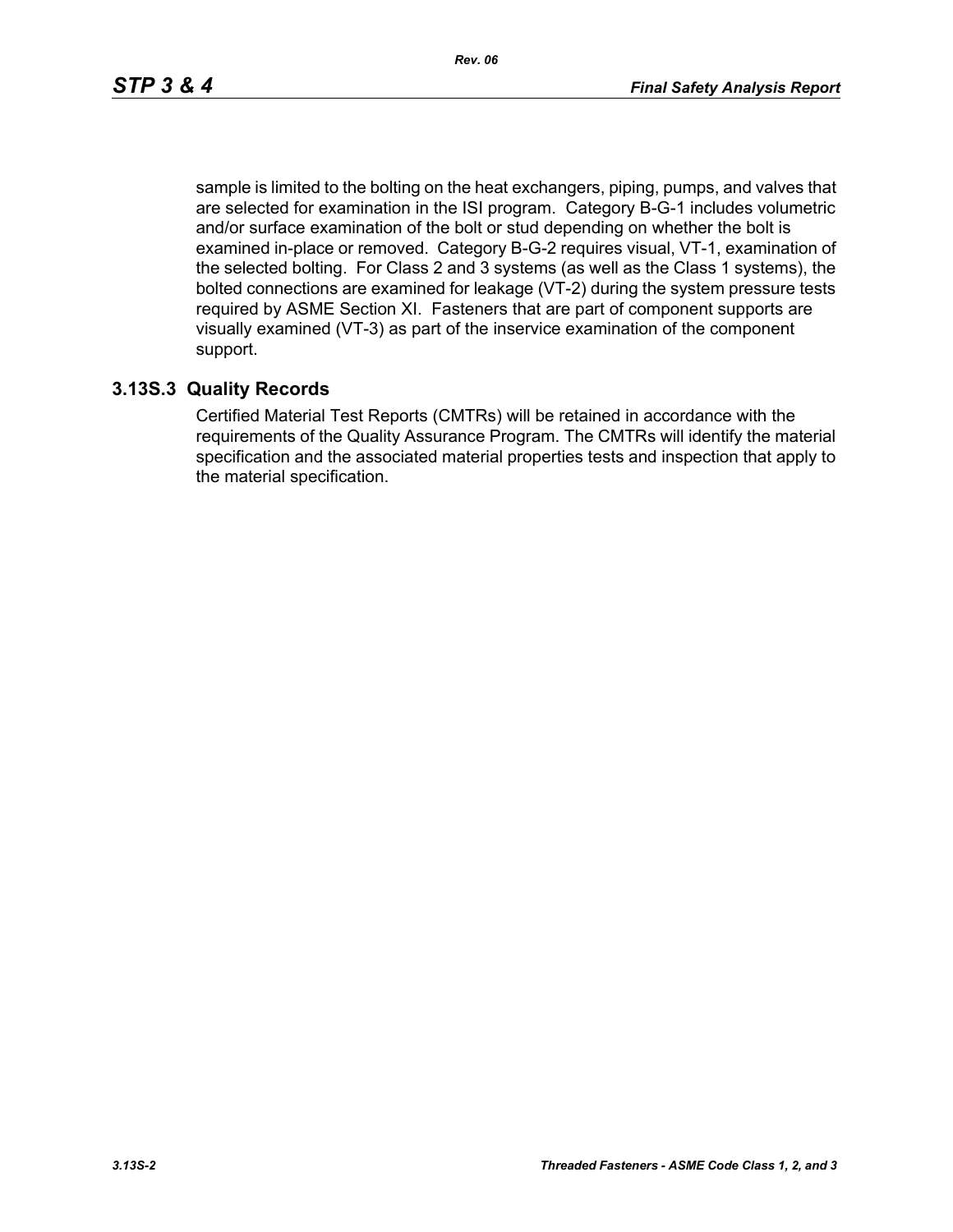sample is limited to the bolting on the heat exchangers, piping, pumps, and valves that are selected for examination in the ISI program. Category B-G-1 includes volumetric and/or surface examination of the bolt or stud depending on whether the bolt is examined in-place or removed. Category B-G-2 requires visual, VT-1, examination of the selected bolting. For Class 2 and 3 systems (as well as the Class 1 systems), the bolted connections are examined for leakage (VT-2) during the system pressure tests required by ASME Section XI. Fasteners that are part of component supports are visually examined (VT-3) as part of the inservice examination of the component support.

## 3.13S.3 Quality Records

Certified Material Test Reports (CMTRs) will be retained in accordance with the requirements of the Quality Assurance Program. The CMTRs will identify the material specification and the associated material properties tests and inspection that apply to the material specification.